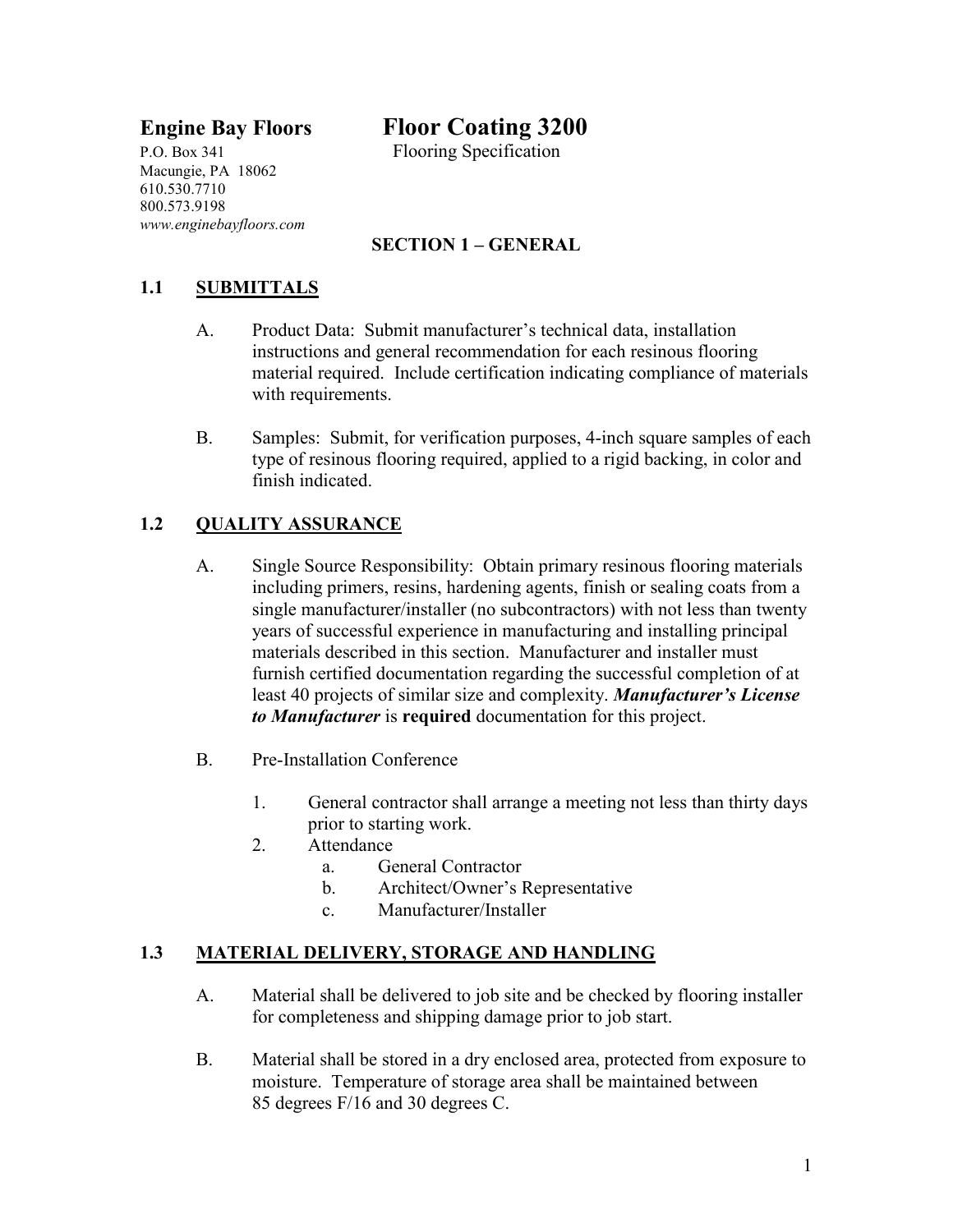**Engine Bay Floors**

P.O. Box 341
Macungie, PA 18062
610.530.7710
800.573.9198
*www.enginebayfloors.com*

# Floor Coating 3200

Flooring Specification

## SECTION 1 – GENERAL

### 1.1 SUBMITTALS

A. Product Data: Submit manufacturer's technical data, installation instructions and general recommendation for each resinous flooring material required. Include certification indicating compliance of materials with requirements.

B. Samples: Submit, for verification purposes, 4-inch square samples of each type of resinous flooring required, applied to a rigid backing, in color and finish indicated.

### 1.2 QUALITY ASSURANCE

A. Single Source Responsibility: Obtain primary resinous flooring materials including primers, resins, hardening agents, finish or sealing coats from a single manufacturer/installer (no subcontractors) with not less than twenty years of successful experience in manufacturing and installing principal materials described in this section. Manufacturer and installer must furnish certified documentation regarding the successful completion of at least 40 projects of similar size and complexity. ***Manufacturer's License to Manufacturer*** is **required** documentation for this project.

B. Pre-Installation Conference

1. General contractor shall arrange a meeting not less than thirty days prior to starting work.
2. Attendance
   a. General Contractor
   b. Architect/Owner's Representative
   c. Manufacturer/Installer

### 1.3 MATERIAL DELIVERY, STORAGE AND HANDLING

A. Material shall be delivered to job site and be checked by flooring installer for completeness and shipping damage prior to job start.

B. Material shall be stored in a dry enclosed area, protected from exposure to moisture. Temperature of storage area shall be maintained between 85 degrees F/16 and 30 degrees C.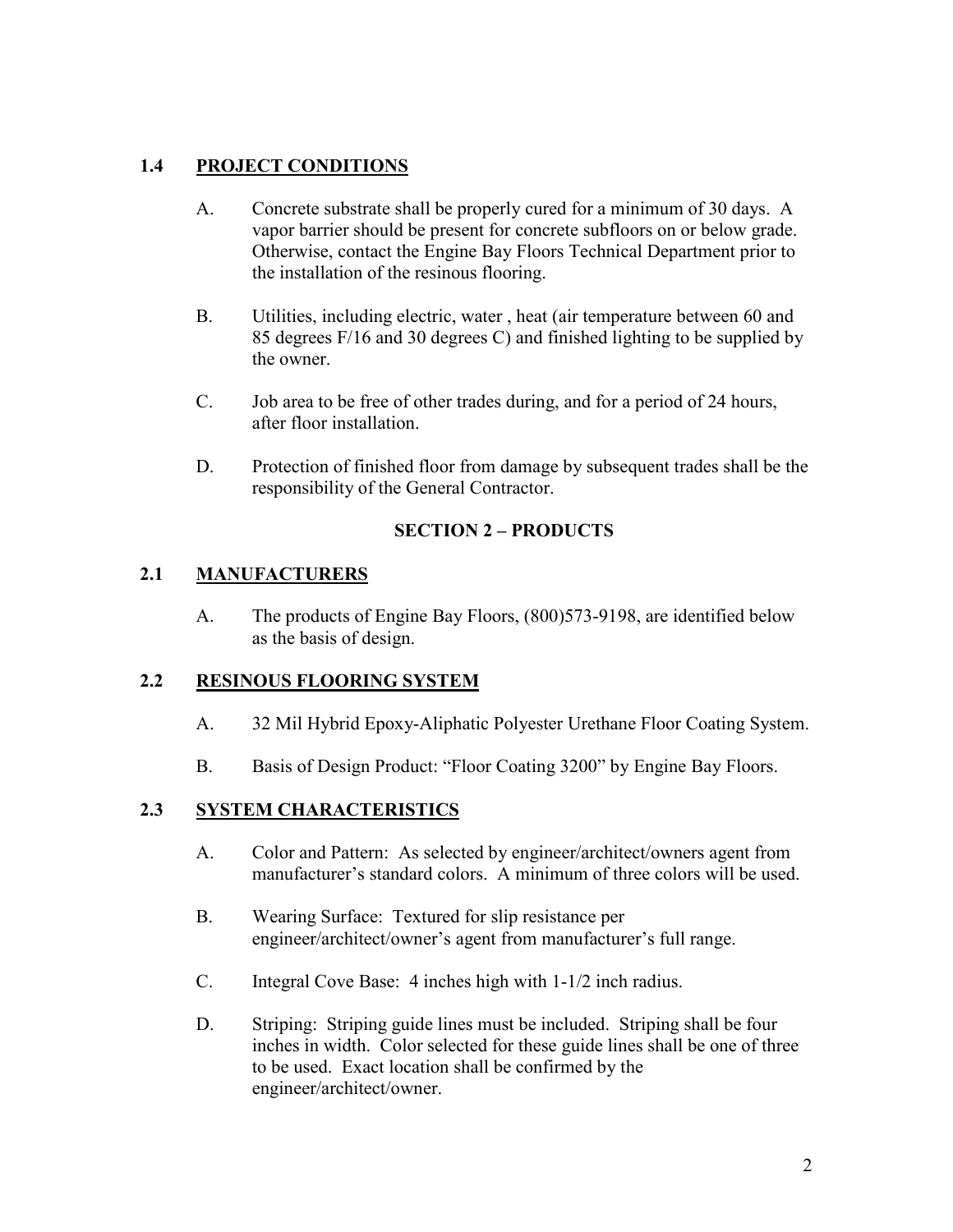## 1.4 PROJECT CONDITIONS

A. Concrete substrate shall be properly cured for a minimum of 30 days. A vapor barrier should be present for concrete subfloors on or below grade. Otherwise, contact the Engine Bay Floors Technical Department prior to the installation of the resinous flooring.

B. Utilities, including electric, water , heat (air temperature between 60 and 85 degrees F/16 and 30 degrees C) and finished lighting to be supplied by the owner.

C. Job area to be free of other trades during, and for a period of 24 hours, after floor installation.

D. Protection of finished floor from damage by subsequent trades shall be the responsibility of the General Contractor.

# SECTION 2 – PRODUCTS

## 2.1 MANUFACTURERS

A. The products of Engine Bay Floors, (800)573-9198, are identified below as the basis of design.

## 2.2 RESINOUS FLOORING SYSTEM

A. 32 Mil Hybrid Epoxy-Aliphatic Polyester Urethane Floor Coating System.

B. Basis of Design Product: "Floor Coating 3200" by Engine Bay Floors.

## 2.3 SYSTEM CHARACTERISTICS

A. Color and Pattern: As selected by engineer/architect/owners agent from manufacturer's standard colors. A minimum of three colors will be used.

B. Wearing Surface: Textured for slip resistance per engineer/architect/owner's agent from manufacturer's full range.

C. Integral Cove Base: 4 inches high with 1-1/2 inch radius.

D. Striping: Striping guide lines must be included. Striping shall be four inches in width. Color selected for these guide lines shall be one of three to be used. Exact location shall be confirmed by the engineer/architect/owner.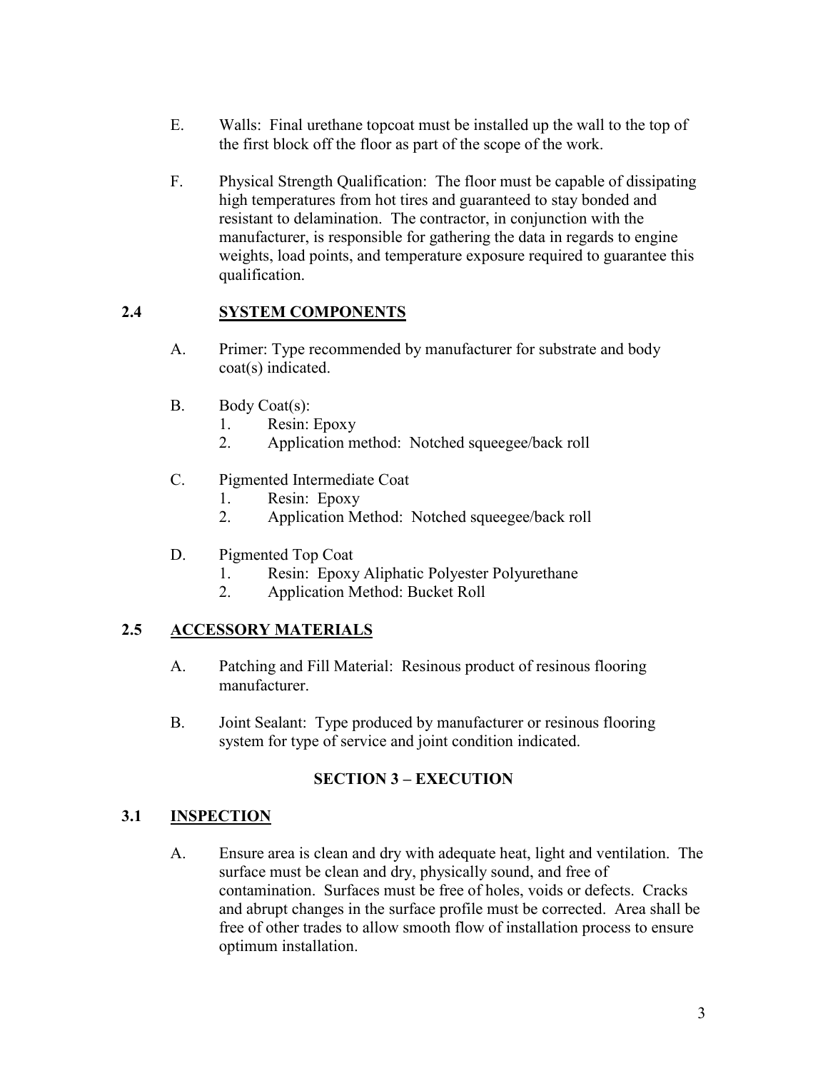E. Walls: Final urethane topcoat must be installed up the wall to the top of the first block off the floor as part of the scope of the work.

F. Physical Strength Qualification: The floor must be capable of dissipating high temperatures from hot tires and guaranteed to stay bonded and resistant to delamination. The contractor, in conjunction with the manufacturer, is responsible for gathering the data in regards to engine weights, load points, and temperature exposure required to guarantee this qualification.

## 2.4 SYSTEM COMPONENTS

A. Primer: Type recommended by manufacturer for substrate and body coat(s) indicated.

B. Body Coat(s):
   1. Resin: Epoxy
   2. Application method: Notched squeegee/back roll

C. Pigmented Intermediate Coat
   1. Resin: Epoxy
   2. Application Method: Notched squeegee/back roll

D. Pigmented Top Coat
   1. Resin: Epoxy Aliphatic Polyester Polyurethane
   2. Application Method: Bucket Roll

## 2.5 ACCESSORY MATERIALS

A. Patching and Fill Material: Resinous product of resinous flooring manufacturer.

B. Joint Sealant: Type produced by manufacturer or resinous flooring system for type of service and joint condition indicated.

# SECTION 3 – EXECUTION

## 3.1 INSPECTION

A. Ensure area is clean and dry with adequate heat, light and ventilation. The surface must be clean and dry, physically sound, and free of contamination. Surfaces must be free of holes, voids or defects. Cracks and abrupt changes in the surface profile must be corrected. Area shall be free of other trades to allow smooth flow of installation process to ensure optimum installation.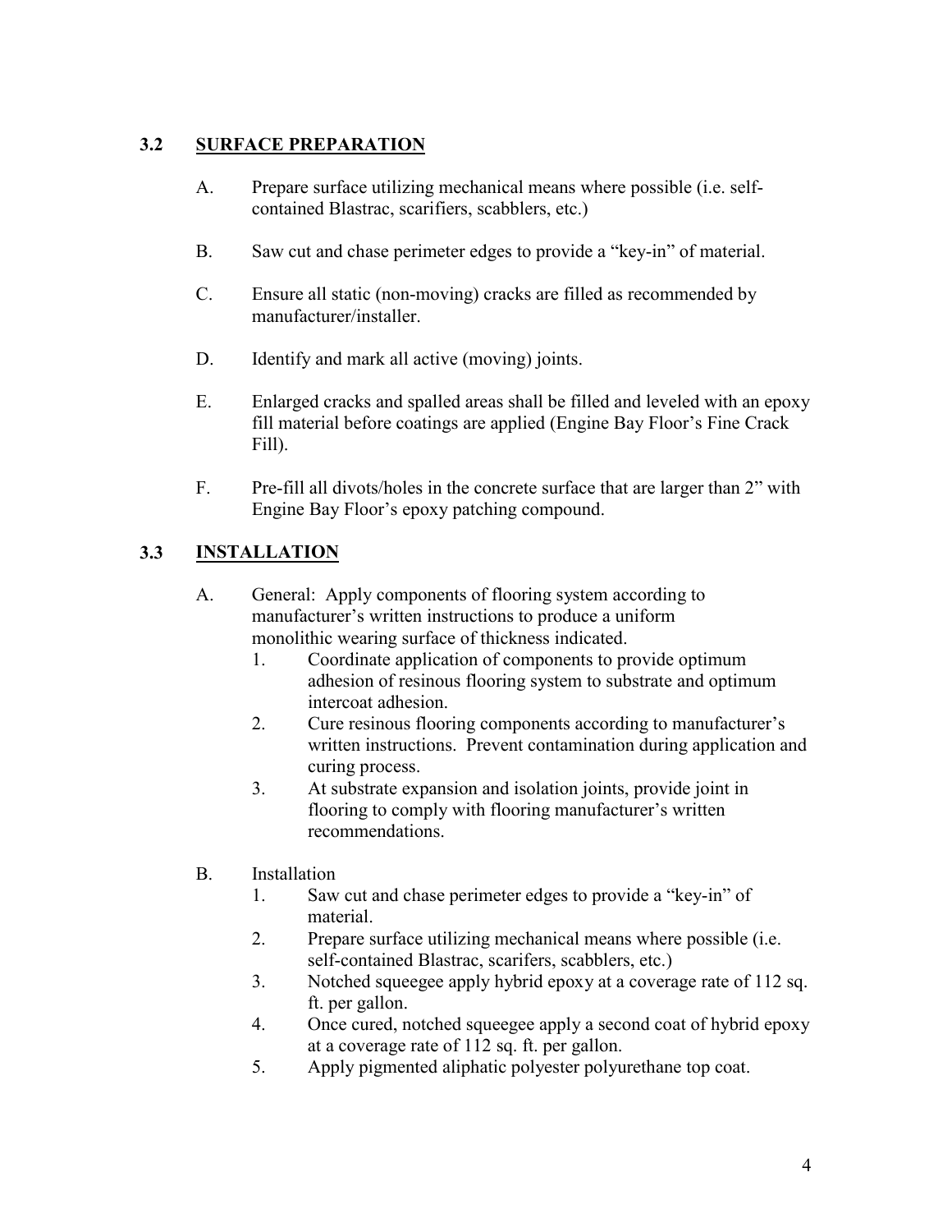## 3.2 SURFACE PREPARATION

A. Prepare surface utilizing mechanical means where possible (i.e. self-contained Blastrac, scarifiers, scabblers, etc.)

B. Saw cut and chase perimeter edges to provide a "key-in" of material.

C. Ensure all static (non-moving) cracks are filled as recommended by manufacturer/installer.

D. Identify and mark all active (moving) joints.

E. Enlarged cracks and spalled areas shall be filled and leveled with an epoxy fill material before coatings are applied (Engine Bay Floor's Fine Crack Fill).

F. Pre-fill all divots/holes in the concrete surface that are larger than 2" with Engine Bay Floor's epoxy patching compound.

## 3.3 INSTALLATION

A. General: Apply components of flooring system according to manufacturer's written instructions to produce a uniform monolithic wearing surface of thickness indicated.

1. Coordinate application of components to provide optimum adhesion of resinous flooring system to substrate and optimum intercoat adhesion.
2. Cure resinous flooring components according to manufacturer's written instructions. Prevent contamination during application and curing process.
3. At substrate expansion and isolation joints, provide joint in flooring to comply with flooring manufacturer's written recommendations.

B. Installation

1. Saw cut and chase perimeter edges to provide a "key-in" of material.
2. Prepare surface utilizing mechanical means where possible (i.e. self-contained Blastrac, scarifers, scabblers, etc.)
3. Notched squeegee apply hybrid epoxy at a coverage rate of 112 sq. ft. per gallon.
4. Once cured, notched squeegee apply a second coat of hybrid epoxy at a coverage rate of 112 sq. ft. per gallon.
5. Apply pigmented aliphatic polyester polyurethane top coat.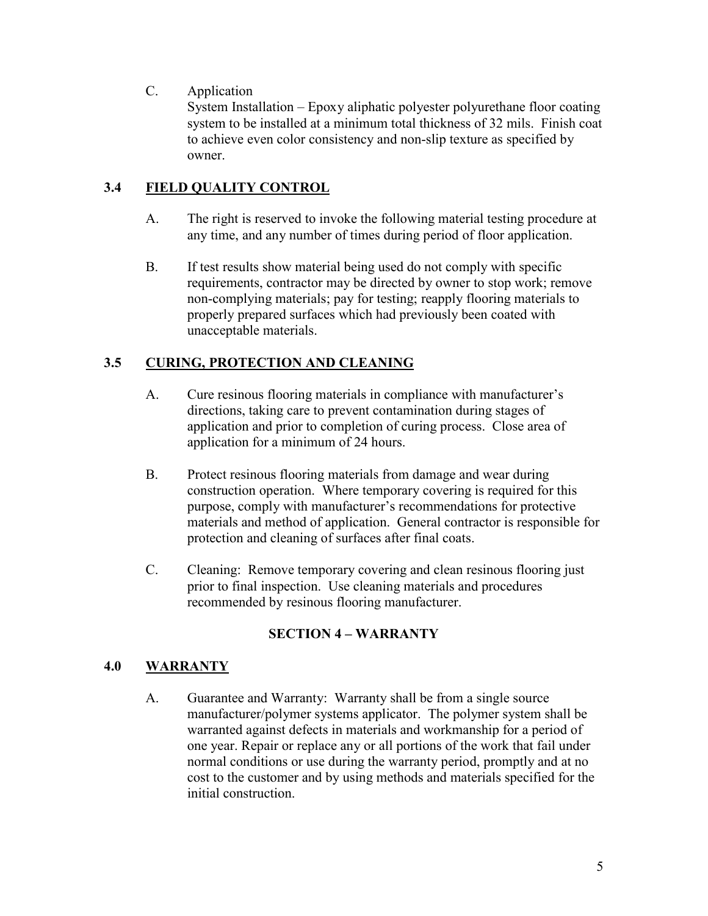C. Application

System Installation – Epoxy aliphatic polyester polyurethane floor coating system to be installed at a minimum total thickness of 32 mils. Finish coat to achieve even color consistency and non-slip texture as specified by owner.

### 3.4 FIELD QUALITY CONTROL

A. The right is reserved to invoke the following material testing procedure at any time, and any number of times during period of floor application.

B. If test results show material being used do not comply with specific requirements, contractor may be directed by owner to stop work; remove non-complying materials; pay for testing; reapply flooring materials to properly prepared surfaces which had previously been coated with unacceptable materials.

### 3.5 CURING, PROTECTION AND CLEANING

A. Cure resinous flooring materials in compliance with manufacturer's directions, taking care to prevent contamination during stages of application and prior to completion of curing process. Close area of application for a minimum of 24 hours.

B. Protect resinous flooring materials from damage and wear during construction operation. Where temporary covering is required for this purpose, comply with manufacturer's recommendations for protective materials and method of application. General contractor is responsible for protection and cleaning of surfaces after final coats.

C. Cleaning: Remove temporary covering and clean resinous flooring just prior to final inspection. Use cleaning materials and procedures recommended by resinous flooring manufacturer.

## SECTION 4 – WARRANTY

### 4.0 WARRANTY

A. Guarantee and Warranty: Warranty shall be from a single source manufacturer/polymer systems applicator. The polymer system shall be warranted against defects in materials and workmanship for a period of one year. Repair or replace any or all portions of the work that fail under normal conditions or use during the warranty period, promptly and at no cost to the customer and by using methods and materials specified for the initial construction.